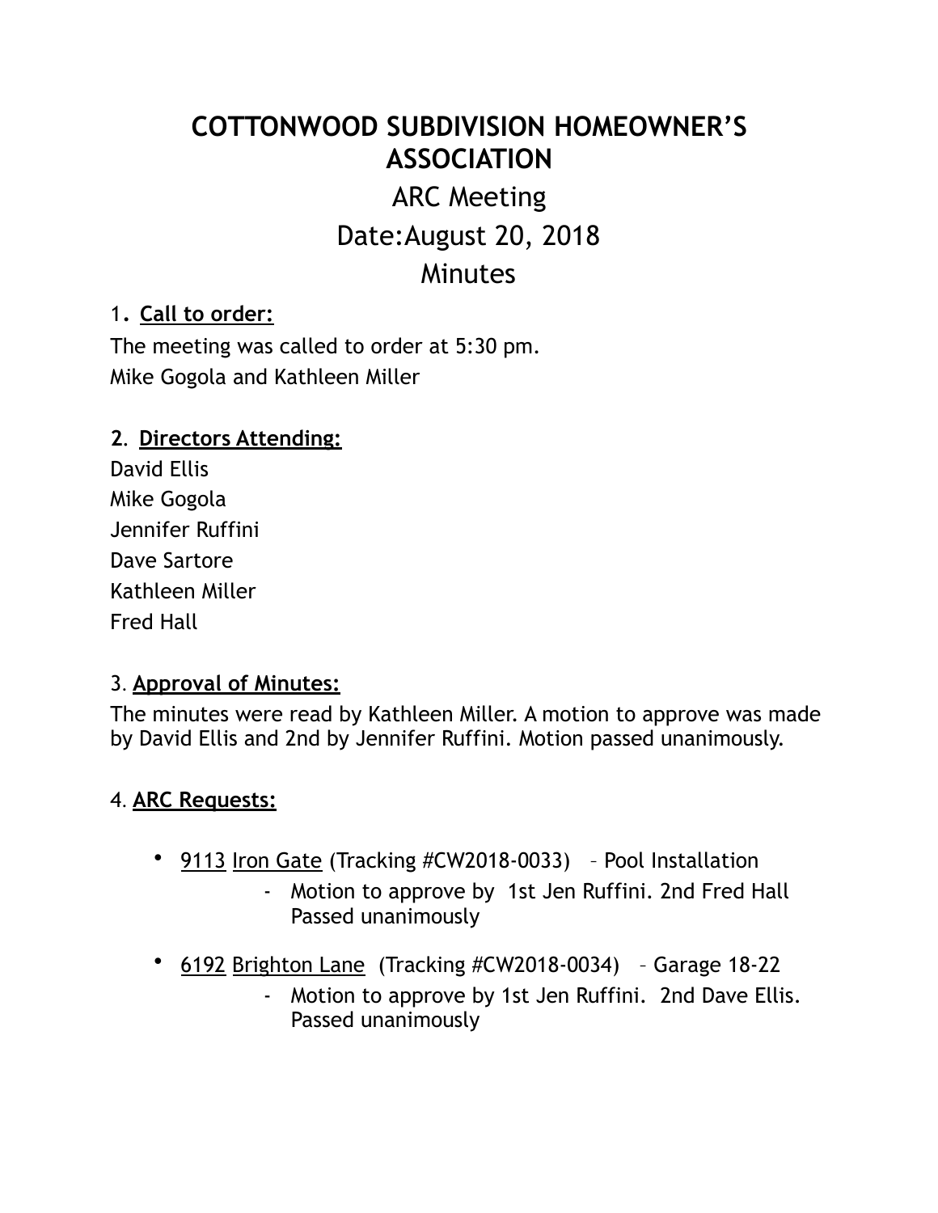# COTTONWOOD SUBDIVISION HOMEOWNER'S ASSOCIATION

## ARC Meeting

## Date:August 20, 2018

## Minutes

1. **Call to order:**

The meeting was called to order at 5:30 pm.
Mike Gogola and Kathleen Miller

2. **Directors Attending:**

David Ellis
Mike Gogola
Jennifer Ruffini
Dave Sartore
Kathleen Miller
Fred Hall

3. **Approval of Minutes:**

The minutes were read by Kathleen Miller. A motion to approve was made by David Ellis and 2nd by Jennifer Ruffini. Motion passed unanimously.

4. **ARC Requests:**

- 9113 Iron Gate (Tracking #CW2018-0033) – Pool Installation
  - Motion to approve by 1st Jen Ruffini. 2nd Fred Hall Passed unanimously
- 6192 Brighton Lane (Tracking #CW2018-0034) – Garage 18-22
  - Motion to approve by 1st Jen Ruffini. 2nd Dave Ellis. Passed unanimously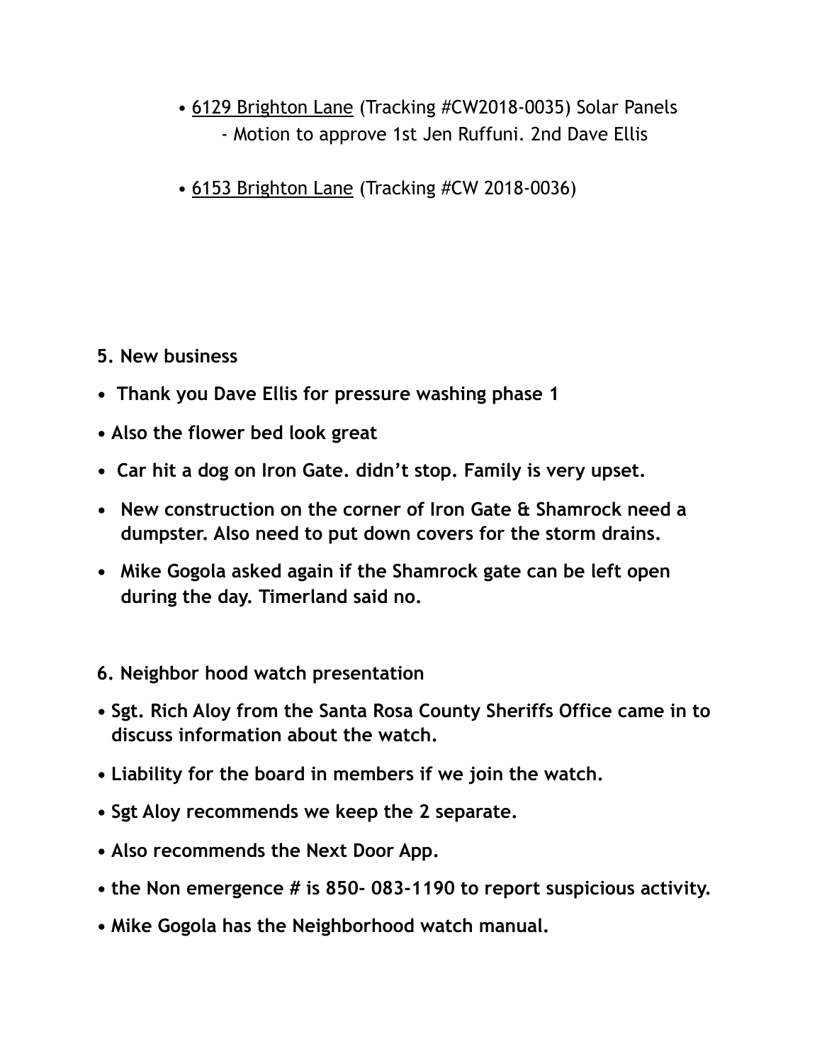- 6129 Brighton Lane (Tracking #CW2018-0035) Solar Panels
  - Motion to approve 1st Jen Ruffuni. 2nd Dave Ellis
- 6153 Brighton Lane (Tracking #CW 2018-0036)

**5. New business**

- **Thank you Dave Ellis for pressure washing phase 1**
- **Also the flower bed look great**
- **Car hit a dog on Iron Gate. didn't stop. Family is very upset.**
- **New construction on the corner of Iron Gate & Shamrock need a dumpster. Also need to put down covers for the storm drains.**
- **Mike Gogola asked again if the Shamrock gate can be left open during the day. Timerland said no.**

**6. Neighbor hood watch presentation**

- **Sgt. Rich Aloy from the Santa Rosa County Sheriffs Office came in to discuss information about the watch.**
- **Liability for the board in members if we join the watch.**
- **Sgt Aloy recommends we keep the 2 separate.**
- **Also recommends the Next Door App.**
- **the Non emergence # is 850- 083-1190 to report suspicious activity.**
- **Mike Gogola has the Neighborhood watch manual.**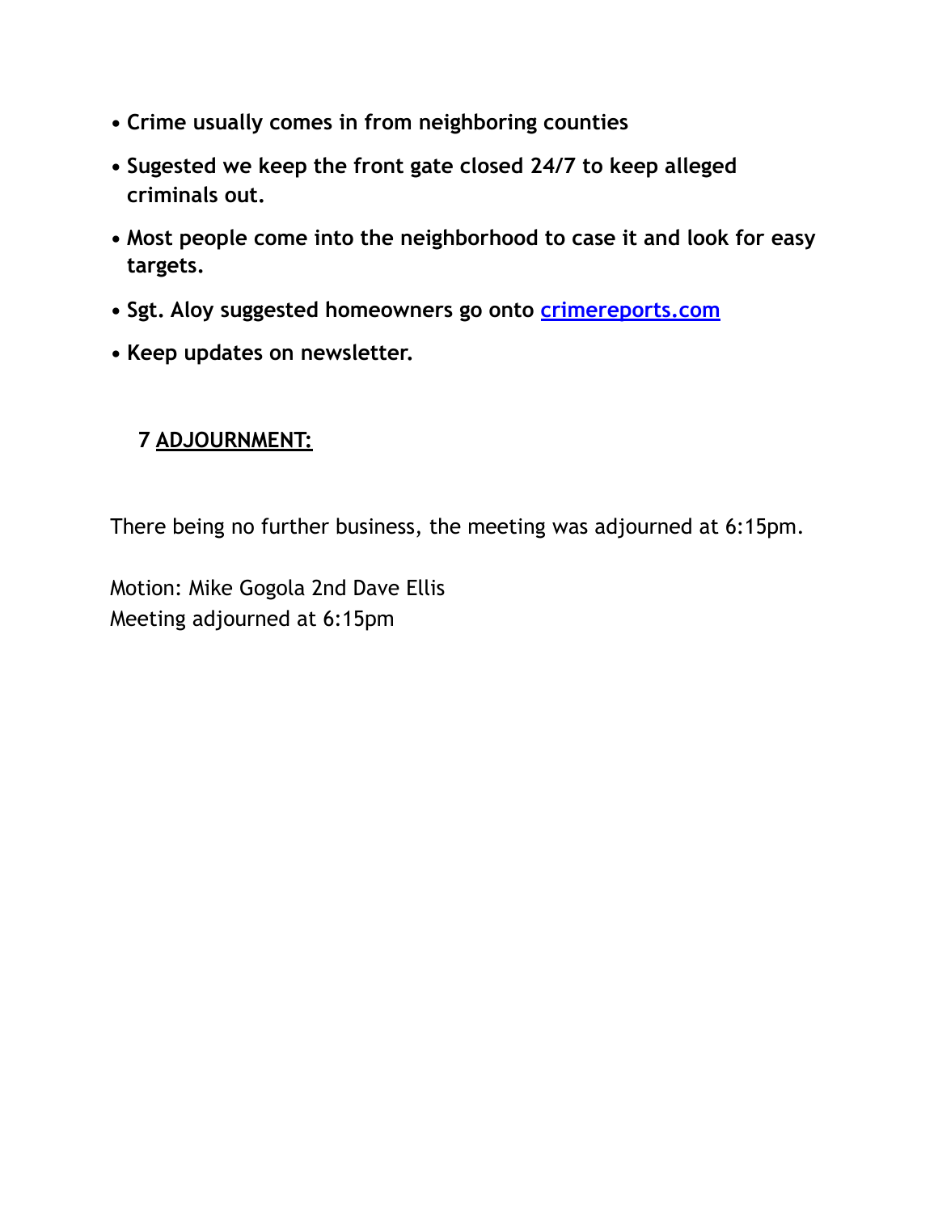- **Crime usually comes in from neighboring counties**
- **Sugested we keep the front gate closed 24/7 to keep alleged criminals out.**
- **Most people come into the neighborhood to case it and look for easy targets.**
- **Sgt. Aloy suggested homeowners go onto crimereports.com**
- **Keep updates on newsletter.**

## 7 ADJOURNMENT:

There being no further business, the meeting was adjourned at 6:15pm.

Motion: Mike Gogola 2nd Dave Ellis
Meeting adjourned at 6:15pm